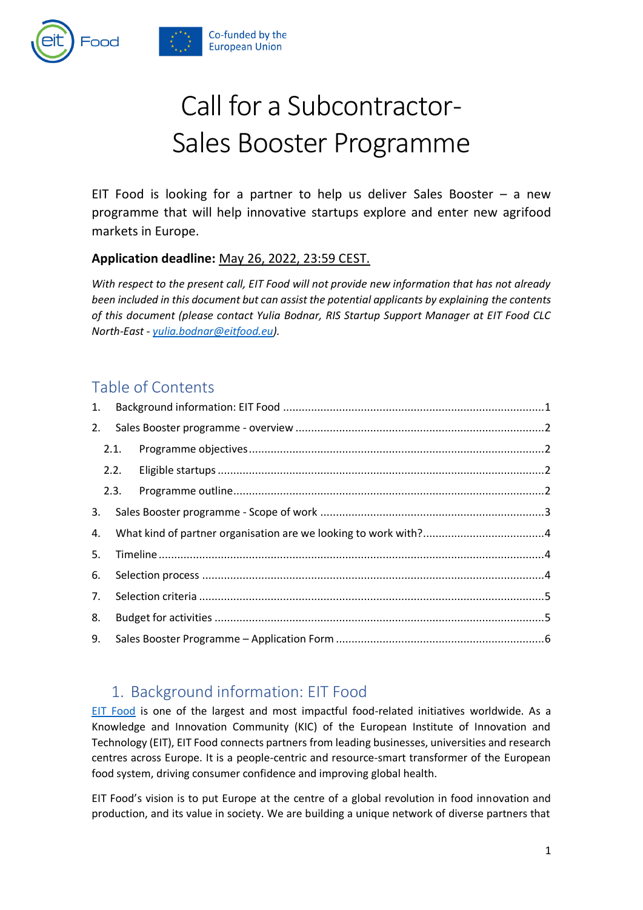# Call for a Subcontractor-
# Sales Booster Programme

EIT Food is looking for a partner to help us deliver Sales Booster – a new programme that will help innovative startups explore and enter new agrifood markets in Europe.

**Application deadline:** May 26, 2022, 23:59 CEST.

*With respect to the present call, EIT Food will not provide new information that has not already been included in this document but can assist the potential applicants by explaining the contents of this document (please contact Yulia Bodnar, RIS Startup Support Manager at EIT Food CLC North-East - yulia.bodnar@eitfood.eu).*

## Table of Contents

1. Background information: EIT Food ....... 1
2. Sales Booster programme - overview ....... 2
   - 2.1. Programme objectives ....... 2
   - 2.2. Eligible startups ....... 2
   - 2.3. Programme outline ....... 2
3. Sales Booster programme - Scope of work ....... 3
4. What kind of partner organisation are we looking to work with? ....... 4
5. Timeline ....... 4
6. Selection process ....... 4
7. Selection criteria ....... 5
8. Budget for activities ....... 5
9. Sales Booster Programme – Application Form ....... 6

## 1. Background information: EIT Food

EIT Food is one of the largest and most impactful food-related initiatives worldwide. As a Knowledge and Innovation Community (KIC) of the European Institute of Innovation and Technology (EIT), EIT Food connects partners from leading businesses, universities and research centres across Europe. It is a people-centric and resource-smart transformer of the European food system, driving consumer confidence and improving global health.

EIT Food's vision is to put Europe at the centre of a global revolution in food innovation and production, and its value in society. We are building a unique network of diverse partners that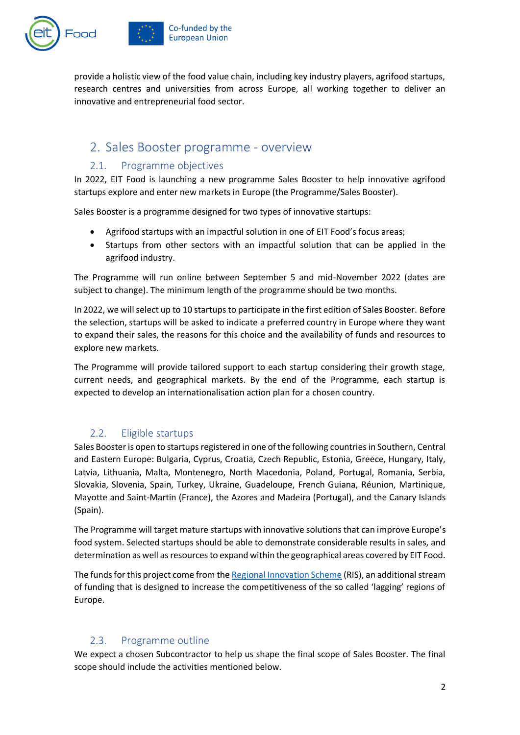provide a holistic view of the food value chain, including key industry players, agrifood startups, research centres and universities from across Europe, all working together to deliver an innovative and entrepreneurial food sector.

## 2. Sales Booster programme - overview

### 2.1. Programme objectives

In 2022, EIT Food is launching a new programme Sales Booster to help innovative agrifood startups explore and enter new markets in Europe (the Programme/Sales Booster).

Sales Booster is a programme designed for two types of innovative startups:

- Agrifood startups with an impactful solution in one of EIT Food's focus areas;
- Startups from other sectors with an impactful solution that can be applied in the agrifood industry.

The Programme will run online between September 5 and mid-November 2022 (dates are subject to change). The minimum length of the programme should be two months.

In 2022, we will select up to 10 startups to participate in the first edition of Sales Booster. Before the selection, startups will be asked to indicate a preferred country in Europe where they want to expand their sales, the reasons for this choice and the availability of funds and resources to explore new markets.

The Programme will provide tailored support to each startup considering their growth stage, current needs, and geographical markets. By the end of the Programme, each startup is expected to develop an internationalisation action plan for a chosen country.

### 2.2. Eligible startups

Sales Booster is open to startups registered in one of the following countries in Southern, Central and Eastern Europe: Bulgaria, Cyprus, Croatia, Czech Republic, Estonia, Greece, Hungary, Italy, Latvia, Lithuania, Malta, Montenegro, North Macedonia, Poland, Portugal, Romania, Serbia, Slovakia, Slovenia, Spain, Turkey, Ukraine, Guadeloupe, French Guiana, Réunion, Martinique, Mayotte and Saint-Martin (France), the Azores and Madeira (Portugal), and the Canary Islands (Spain).

The Programme will target mature startups with innovative solutions that can improve Europe's food system. Selected startups should be able to demonstrate considerable results in sales, and determination as well as resources to expand within the geographical areas covered by EIT Food.

The funds for this project come from the Regional Innovation Scheme (RIS), an additional stream of funding that is designed to increase the competitiveness of the so called 'lagging' regions of Europe.

### 2.3. Programme outline

We expect a chosen Subcontractor to help us shape the final scope of Sales Booster. The final scope should include the activities mentioned below.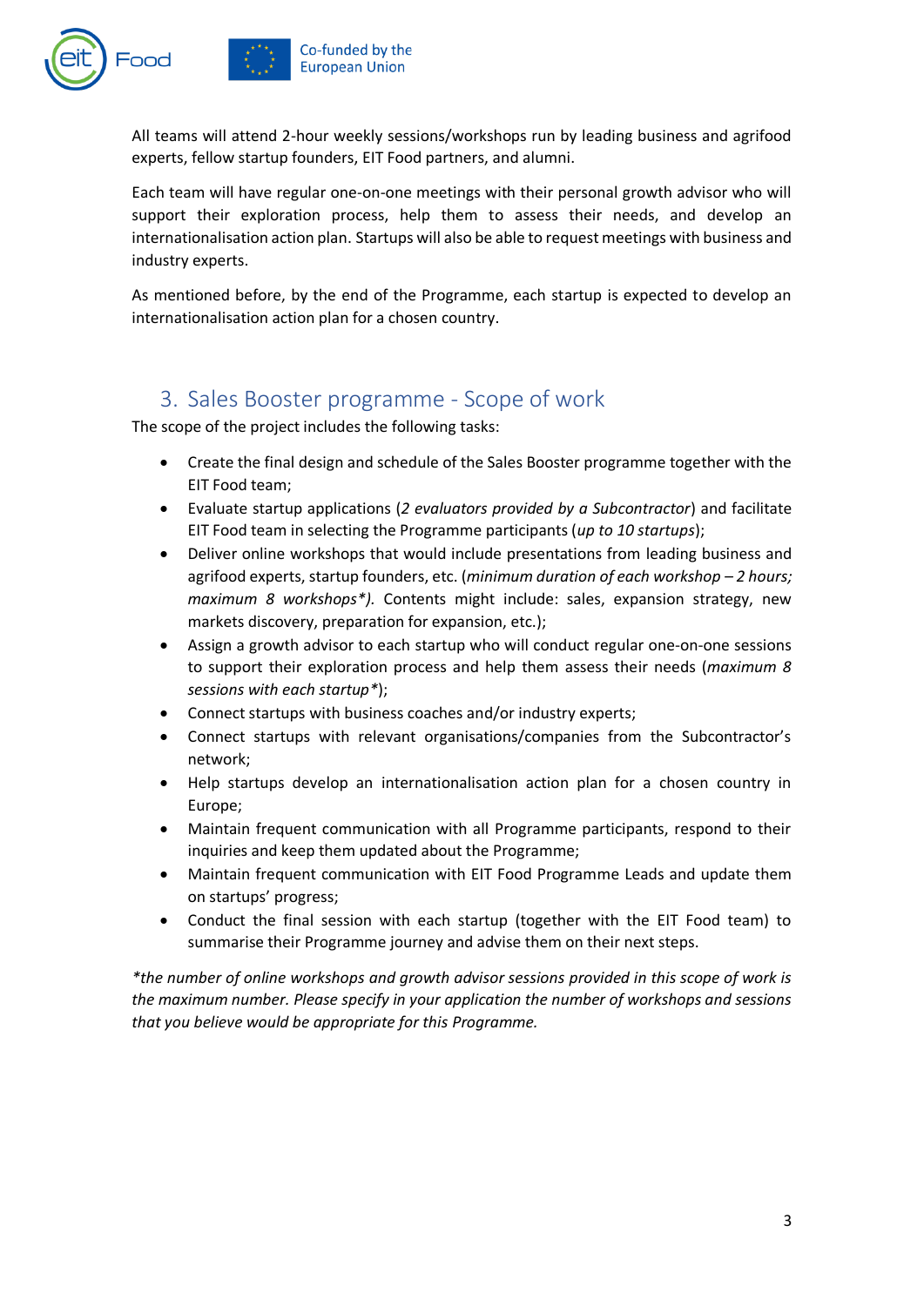All teams will attend 2-hour weekly sessions/workshops run by leading business and agrifood experts, fellow startup founders, EIT Food partners, and alumni.

Each team will have regular one-on-one meetings with their personal growth advisor who will support their exploration process, help them to assess their needs, and develop an internationalisation action plan. Startups will also be able to request meetings with business and industry experts.

As mentioned before, by the end of the Programme, each startup is expected to develop an internationalisation action plan for a chosen country.

## 3. Sales Booster programme - Scope of work

The scope of the project includes the following tasks:

- Create the final design and schedule of the Sales Booster programme together with the EIT Food team;
- Evaluate startup applications (*2 evaluators provided by a Subcontractor*) and facilitate EIT Food team in selecting the Programme participants (*up to 10 startups*);
- Deliver online workshops that would include presentations from leading business and agrifood experts, startup founders, etc. (*minimum duration of each workshop – 2 hours; maximum 8 workshops\**). Contents might include: sales, expansion strategy, new markets discovery, preparation for expansion, etc.);
- Assign a growth advisor to each startup who will conduct regular one-on-one sessions to support their exploration process and help them assess their needs (*maximum 8 sessions with each startup\**);
- Connect startups with business coaches and/or industry experts;
- Connect startups with relevant organisations/companies from the Subcontractor's network;
- Help startups develop an internationalisation action plan for a chosen country in Europe;
- Maintain frequent communication with all Programme participants, respond to their inquiries and keep them updated about the Programme;
- Maintain frequent communication with EIT Food Programme Leads and update them on startups' progress;
- Conduct the final session with each startup (together with the EIT Food team) to summarise their Programme journey and advise them on their next steps.

*\*the number of online workshops and growth advisor sessions provided in this scope of work is the maximum number. Please specify in your application the number of workshops and sessions that you believe would be appropriate for this Programme.*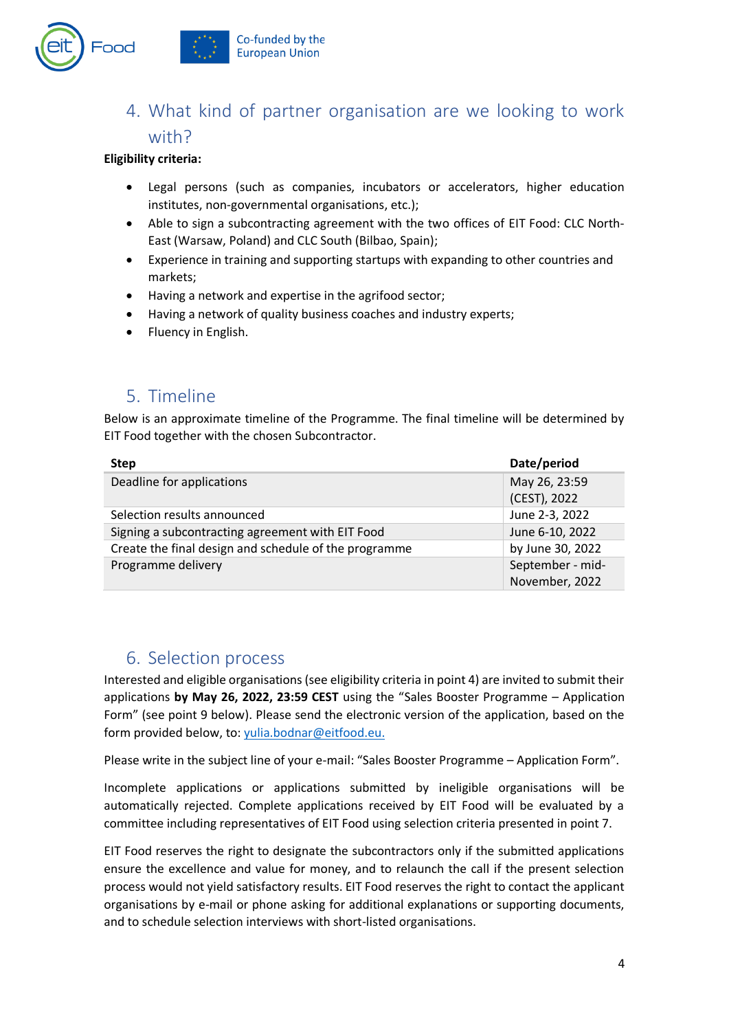## 4. What kind of partner organisation are we looking to work with?

**Eligibility criteria:**

- Legal persons (such as companies, incubators or accelerators, higher education institutes, non-governmental organisations, etc.);
- Able to sign a subcontracting agreement with the two offices of EIT Food: CLC North-East (Warsaw, Poland) and CLC South (Bilbao, Spain);
- Experience in training and supporting startups with expanding to other countries and markets;
- Having a network and expertise in the agrifood sector;
- Having a network of quality business coaches and industry experts;
- Fluency in English.

## 5. Timeline

Below is an approximate timeline of the Programme. The final timeline will be determined by EIT Food together with the chosen Subcontractor.

| Step | Date/period |
|---|---|
| Deadline for applications | May 26, 23:59 (CEST), 2022 |
| Selection results announced | June 2-3, 2022 |
| Signing a subcontracting agreement with EIT Food | June 6-10, 2022 |
| Create the final design and schedule of the programme | by June 30, 2022 |
| Programme delivery | September - mid-November, 2022 |

## 6. Selection process

Interested and eligible organisations (see eligibility criteria in point 4) are invited to submit their applications **by May 26, 2022, 23:59 CEST** using the "Sales Booster Programme – Application Form" (see point 9 below). Please send the electronic version of the application, based on the form provided below, to: yulia.bodnar@eitfood.eu.

Please write in the subject line of your e-mail: "Sales Booster Programme – Application Form".

Incomplete applications or applications submitted by ineligible organisations will be automatically rejected. Complete applications received by EIT Food will be evaluated by a committee including representatives of EIT Food using selection criteria presented in point 7.

EIT Food reserves the right to designate the subcontractors only if the submitted applications ensure the excellence and value for money, and to relaunch the call if the present selection process would not yield satisfactory results. EIT Food reserves the right to contact the applicant organisations by e-mail or phone asking for additional explanations or supporting documents, and to schedule selection interviews with short-listed organisations.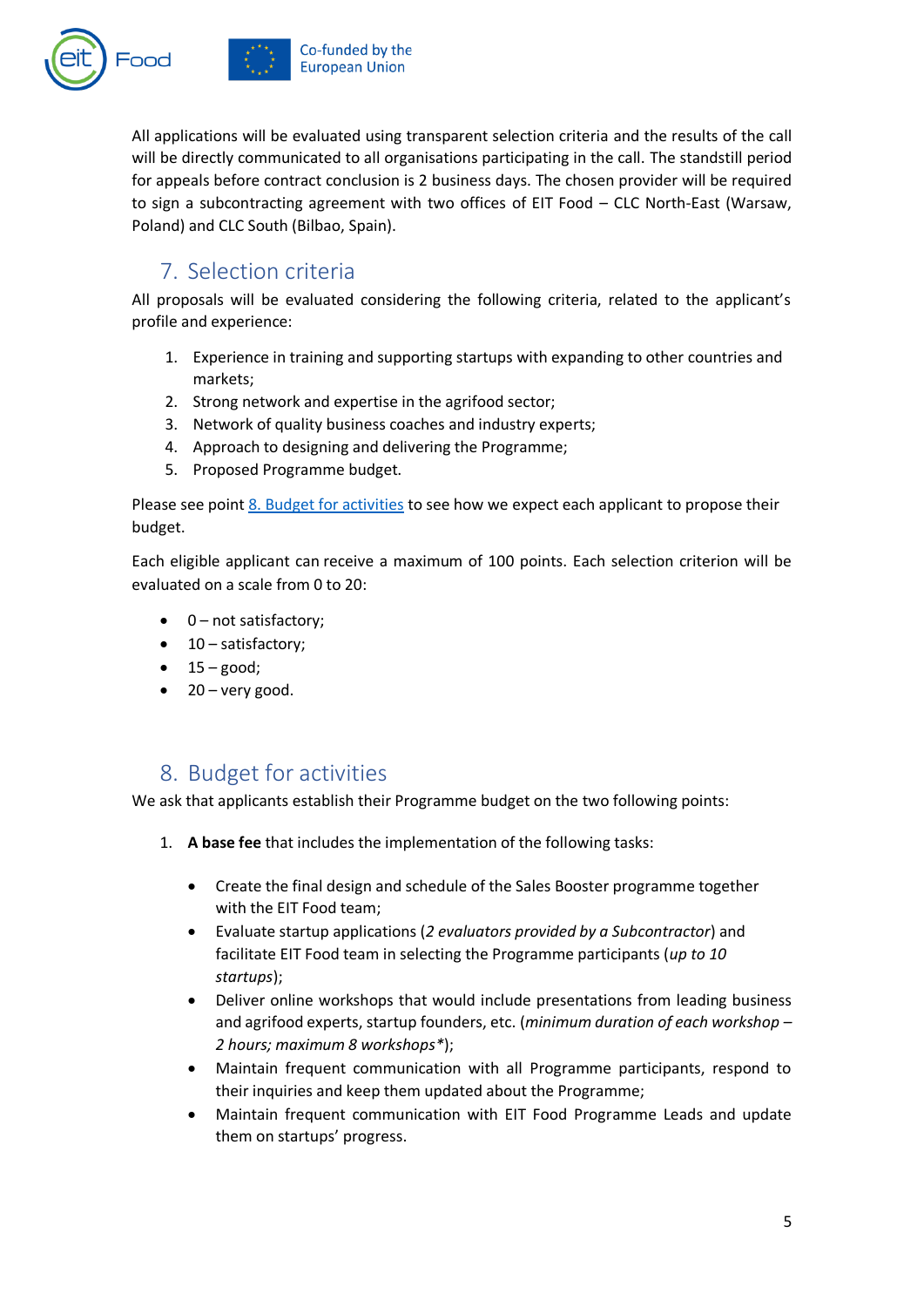All applications will be evaluated using transparent selection criteria and the results of the call will be directly communicated to all organisations participating in the call. The standstill period for appeals before contract conclusion is 2 business days. The chosen provider will be required to sign a subcontracting agreement with two offices of EIT Food – CLC North-East (Warsaw, Poland) and CLC South (Bilbao, Spain).

## 7. Selection criteria

All proposals will be evaluated considering the following criteria, related to the applicant's profile and experience:

1. Experience in training and supporting startups with expanding to other countries and markets;
2. Strong network and expertise in the agrifood sector;
3. Network of quality business coaches and industry experts;
4. Approach to designing and delivering the Programme;
5. Proposed Programme budget.

Please see point 8. Budget for activities to see how we expect each applicant to propose their budget.

Each eligible applicant can receive a maximum of 100 points. Each selection criterion will be evaluated on a scale from 0 to 20:

- 0 – not satisfactory;
- 10 – satisfactory;
- 15 – good;
- 20 – very good.

## 8. Budget for activities

We ask that applicants establish their Programme budget on the two following points:

1. **A base fee** that includes the implementation of the following tasks:

   - Create the final design and schedule of the Sales Booster programme together with the EIT Food team;
   - Evaluate startup applications (*2 evaluators provided by a Subcontractor*) and facilitate EIT Food team in selecting the Programme participants (*up to 10 startups*);
   - Deliver online workshops that would include presentations from leading business and agrifood experts, startup founders, etc. (*minimum duration of each workshop – 2 hours; maximum 8 workshops**);
   - Maintain frequent communication with all Programme participants, respond to their inquiries and keep them updated about the Programme;
   - Maintain frequent communication with EIT Food Programme Leads and update them on startups' progress.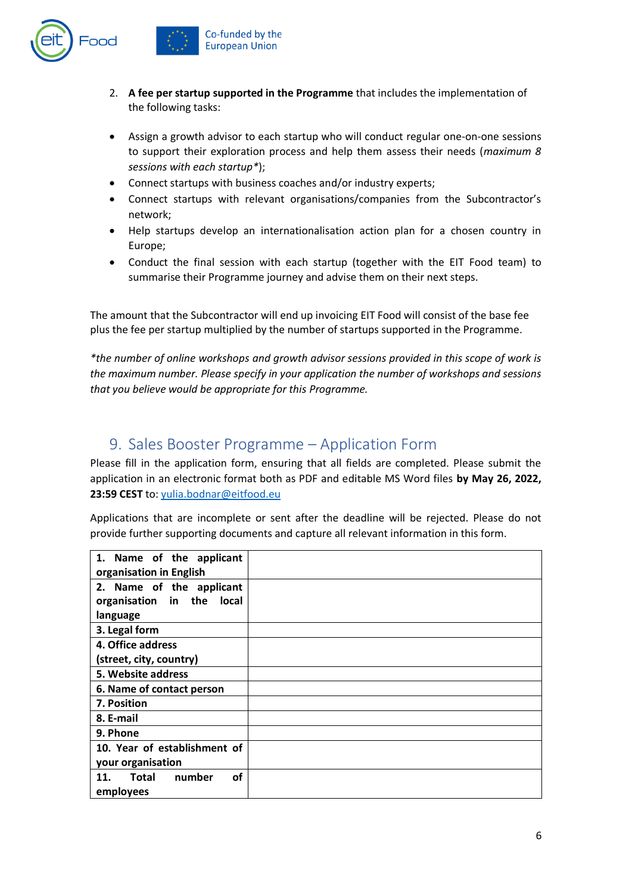2. **A fee per startup supported in the Programme** that includes the implementation of the following tasks:

- Assign a growth advisor to each startup who will conduct regular one-on-one sessions to support their exploration process and help them assess their needs (*maximum 8 sessions with each startup**);
- Connect startups with business coaches and/or industry experts;
- Connect startups with relevant organisations/companies from the Subcontractor's network;
- Help startups develop an internationalisation action plan for a chosen country in Europe;
- Conduct the final session with each startup (together with the EIT Food team) to summarise their Programme journey and advise them on their next steps.

The amount that the Subcontractor will end up invoicing EIT Food will consist of the base fee plus the fee per startup multiplied by the number of startups supported in the Programme.

**the number of online workshops and growth advisor sessions provided in this scope of work is the maximum number. Please specify in your application the number of workshops and sessions that you believe would be appropriate for this Programme.*

## 9. Sales Booster Programme – Application Form

Please fill in the application form, ensuring that all fields are completed. Please submit the application in an electronic format both as PDF and editable MS Word files **by May 26, 2022, 23:59 CEST** to: yulia.bodnar@eitfood.eu

Applications that are incomplete or sent after the deadline will be rejected. Please do not provide further supporting documents and capture all relevant information in this form.

| | |
|---|---|
| **1. Name of the applicant organisation in English** | |
| **2. Name of the applicant organisation in the local language** | |
| **3. Legal form** | |
| **4. Office address (street, city, country)** | |
| **5. Website address** | |
| **6. Name of contact person** | |
| **7. Position** | |
| **8. E-mail** | |
| **9. Phone** | |
| **10. Year of establishment of your organisation** | |
| **11. Total number of employees** | |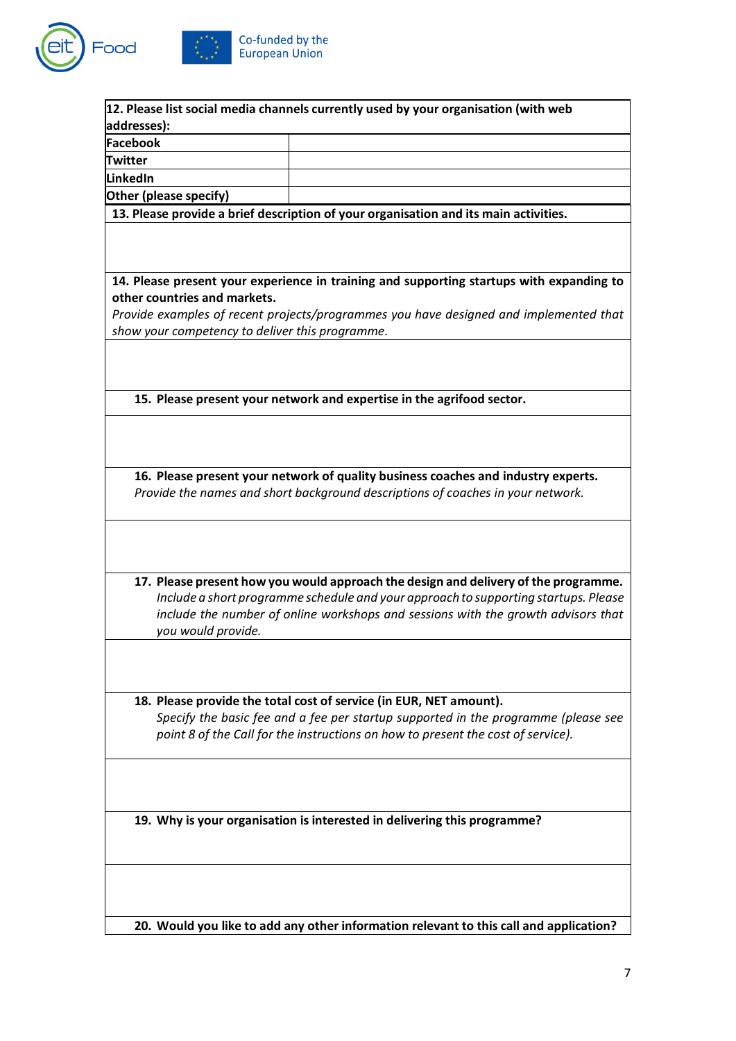| **12. Please list social media channels currently used by your organisation (with web addresses):** | |
|---|---|
| **Facebook** | |
| **Twitter** | |
| **LinkedIn** | |
| **Other (please specify)** | |

**13. Please provide a brief description of your organisation and its main activities.**

**14. Please present your experience in training and supporting startups with expanding to other countries and markets.**
*Provide examples of recent projects/programmes you have designed and implemented that show your competency to deliver this programme.*

**15. Please present your network and expertise in the agrifood sector.**

**16. Please present your network of quality business coaches and industry experts.**
*Provide the names and short background descriptions of coaches in your network.*

**17. Please present how you would approach the design and delivery of the programme.**
*Include a short programme schedule and your approach to supporting startups. Please include the number of online workshops and sessions with the growth advisors that you would provide.*

**18. Please provide the total cost of service (in EUR, NET amount).**
*Specify the basic fee and a fee per startup supported in the programme (please see point 8 of the Call for the instructions on how to present the cost of service).*

**19. Why is your organisation is interested in delivering this programme?**

**20. Would you like to add any other information relevant to this call and application?**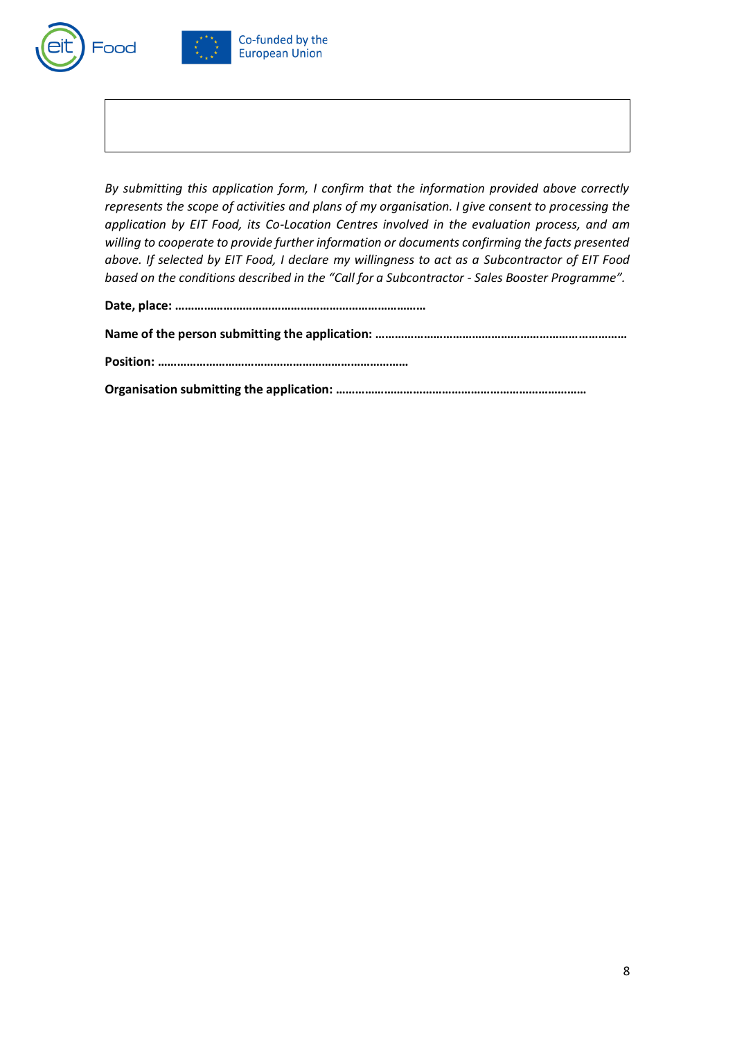*By submitting this application form, I confirm that the information provided above correctly represents the scope of activities and plans of my organisation. I give consent to processing the application by EIT Food, its Co-Location Centres involved in the evaluation process, and am willing to cooperate to provide further information or documents confirming the facts presented above. If selected by EIT Food, I declare my willingness to act as a Subcontractor of EIT Food based on the conditions described in the "Call for a Subcontractor - Sales Booster Programme".*

**Date, place: ……………………………………………………………………**

**Name of the person submitting the application: ……………………………………………………………………**

**Position: ……………………………………………………………………**

**Organisation submitting the application: ……………………………………………………………………**